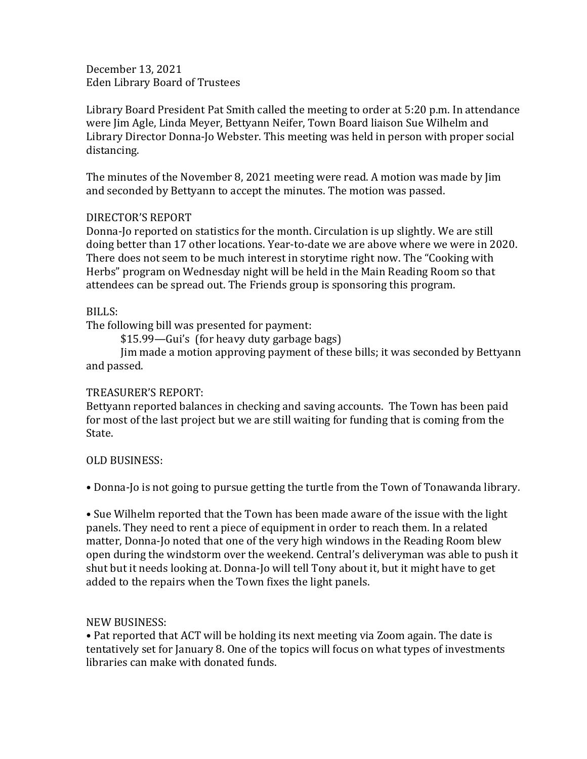December 13, 2021
Eden Library Board of Trustees

Library Board President Pat Smith called the meeting to order at 5:20 p.m. In attendance were Jim Agle, Linda Meyer, Bettyann Neifer, Town Board liaison Sue Wilhelm and Library Director Donna-Jo Webster. This meeting was held in person with proper social distancing.

The minutes of the November 8, 2021 meeting were read. A motion was made by Jim and seconded by Bettyann to accept the minutes. The motion was passed.

DIRECTOR'S REPORT
Donna-Jo reported on statistics for the month. Circulation is up slightly. We are still doing better than 17 other locations. Year-to-date we are above where we were in 2020. There does not seem to be much interest in storytime right now. The "Cooking with Herbs" program on Wednesday night will be held in the Main Reading Room so that attendees can be spread out. The Friends group is sponsoring this program.

BILLS:
The following bill was presented for payment:
$15.99—Gui's (for heavy duty garbage bags)
Jim made a motion approving payment of these bills; it was seconded by Bettyann and passed.

TREASURER'S REPORT:
Bettyann reported balances in checking and saving accounts. The Town has been paid for most of the last project but we are still waiting for funding that is coming from the State.

OLD BUSINESS:

• Donna-Jo is not going to pursue getting the turtle from the Town of Tonawanda library.

• Sue Wilhelm reported that the Town has been made aware of the issue with the light panels. They need to rent a piece of equipment in order to reach them. In a related matter, Donna-Jo noted that one of the very high windows in the Reading Room blew open during the windstorm over the weekend. Central's deliveryman was able to push it shut but it needs looking at. Donna-Jo will tell Tony about it, but it might have to get added to the repairs when the Town fixes the light panels.

NEW BUSINESS:
• Pat reported that ACT will be holding its next meeting via Zoom again. The date is tentatively set for January 8. One of the topics will focus on what types of investments libraries can make with donated funds.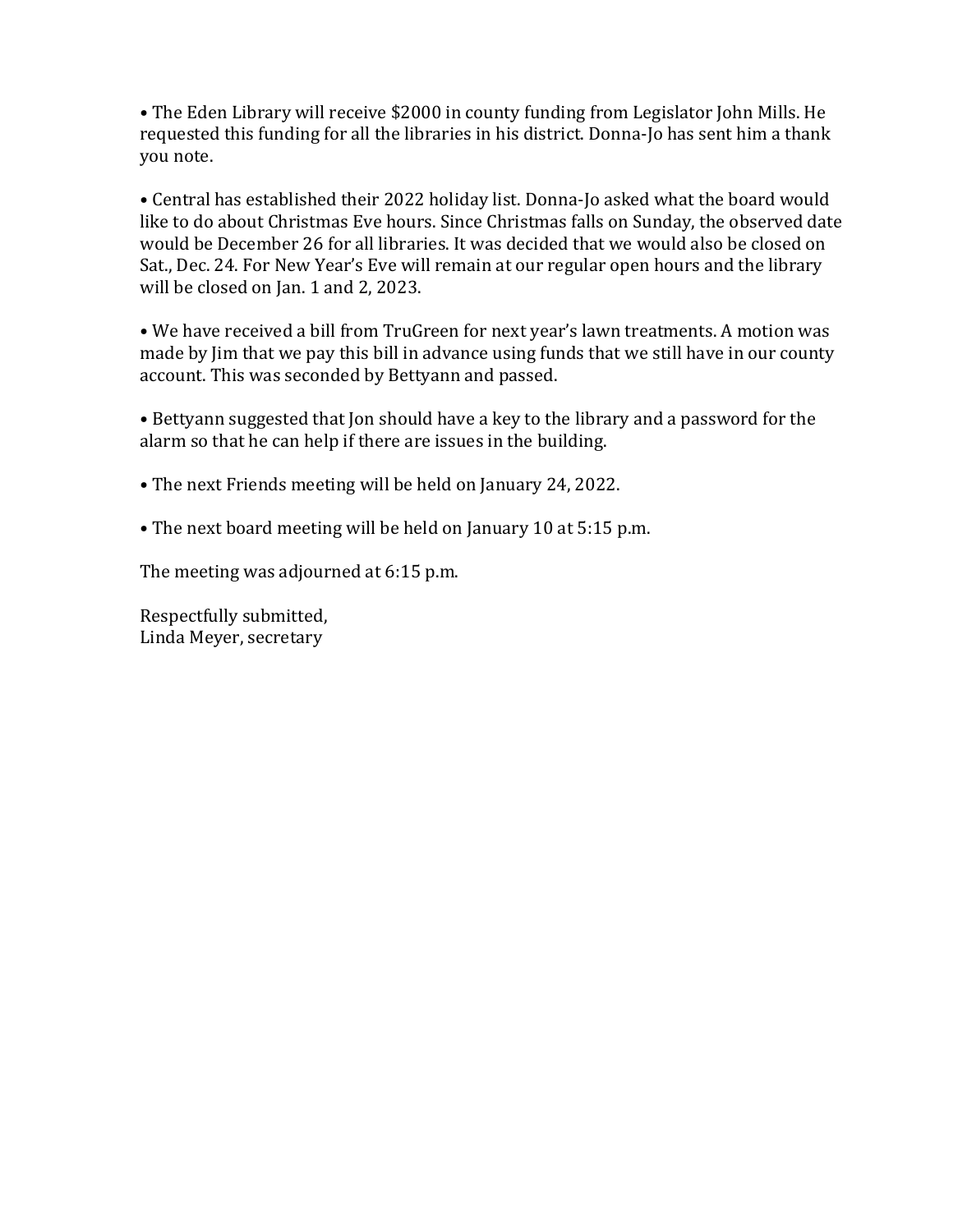- The Eden Library will receive $2000 in county funding from Legislator John Mills. He requested this funding for all the libraries in his district. Donna-Jo has sent him a thank you note.

- Central has established their 2022 holiday list. Donna-Jo asked what the board would like to do about Christmas Eve hours. Since Christmas falls on Sunday, the observed date would be December 26 for all libraries. It was decided that we would also be closed on Sat., Dec. 24. For New Year's Eve will remain at our regular open hours and the library will be closed on Jan. 1 and 2, 2023.

- We have received a bill from TruGreen for next year's lawn treatments. A motion was made by Jim that we pay this bill in advance using funds that we still have in our county account. This was seconded by Bettyann and passed.

- Bettyann suggested that Jon should have a key to the library and a password for the alarm so that he can help if there are issues in the building.

- The next Friends meeting will be held on January 24, 2022.

- The next board meeting will be held on January 10 at 5:15 p.m.

The meeting was adjourned at 6:15 p.m.

Respectfully submitted,
Linda Meyer, secretary